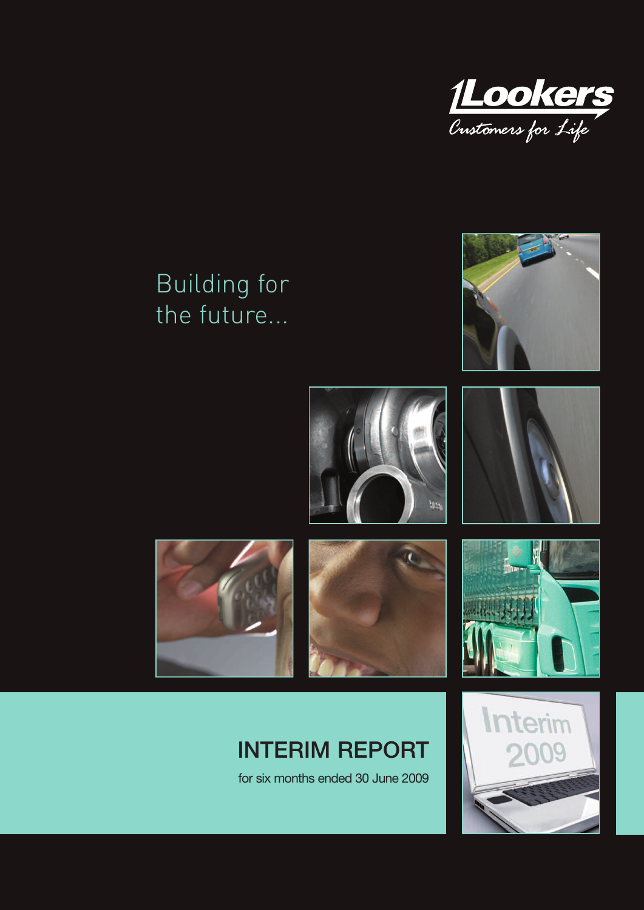Lookers

*Customers for Life*

Building for the future...

# INTERIM REPORT

for six months ended 30 June 2009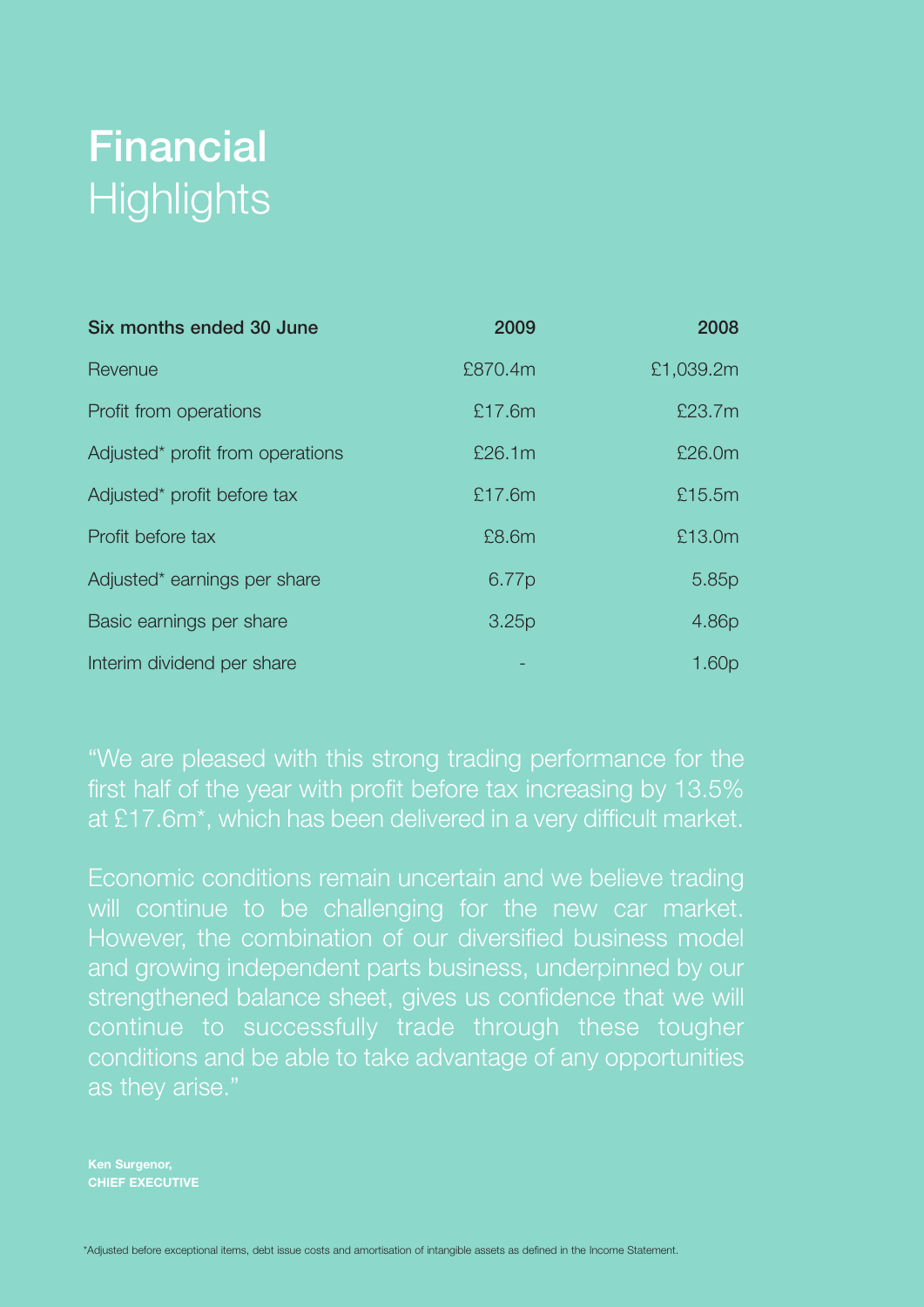# Financial Highlights

| Six months ended 30 June | 2009 | 2008 |
|---|---|---|
| Revenue | £870.4m | £1,039.2m |
| Profit from operations | £17.6m | £23.7m |
| Adjusted* profit from operations | £26.1m | £26.0m |
| Adjusted* profit before tax | £17.6m | £15.5m |
| Profit before tax | £8.6m | £13.0m |
| Adjusted* earnings per share | 6.77p | 5.85p |
| Basic earnings per share | 3.25p | 4.86p |
| Interim dividend per share | - | 1.60p |

"We are pleased with this strong trading performance for the first half of the year with profit before tax increasing by 13.5% at £17.6m*, which has been delivered in a very difficult market.

Economic conditions remain uncertain and we believe trading will continue to be challenging for the new car market. However, the combination of our diversified business model and growing independent parts business, underpinned by our strengthened balance sheet, gives us confidence that we will continue to successfully trade through these tougher conditions and be able to take advantage of any opportunities as they arise."

**Ken Surgenor,**
**CHIEF EXECUTIVE**

*Adjusted before exceptional items, debt issue costs and amortisation of intangible assets as defined in the Income Statement.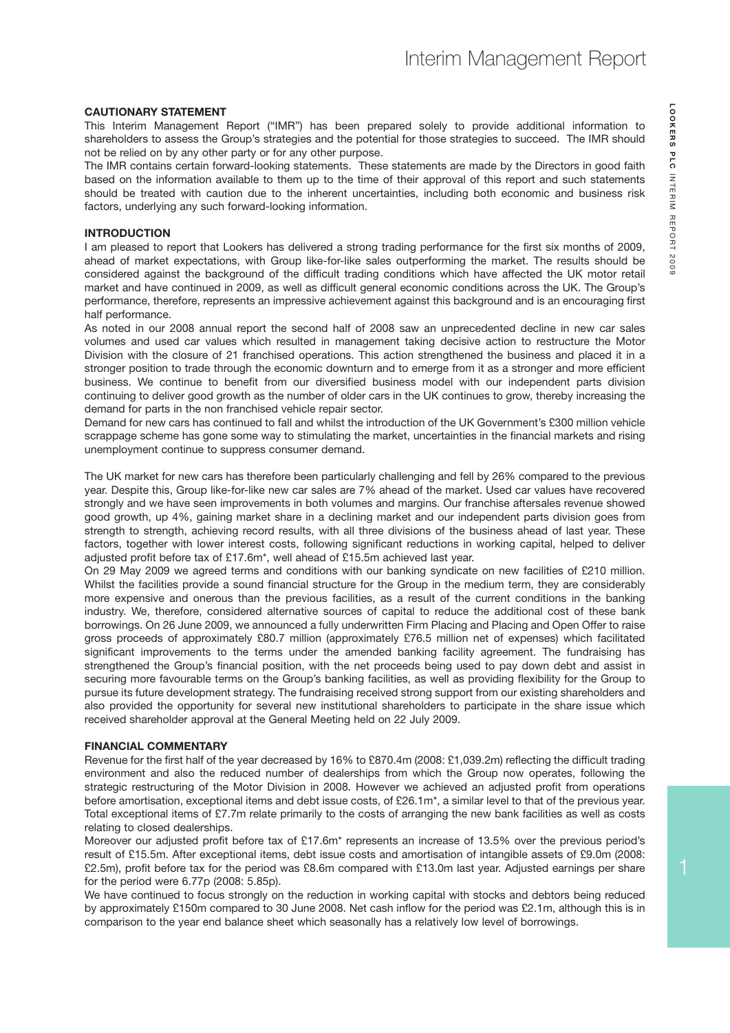# Interim Management Report

## CAUTIONARY STATEMENT

This Interim Management Report ("IMR") has been prepared solely to provide additional information to shareholders to assess the Group's strategies and the potential for those strategies to succeed. The IMR should not be relied on by any other party or for any other purpose.

The IMR contains certain forward-looking statements. These statements are made by the Directors in good faith based on the information available to them up to the time of their approval of this report and such statements should be treated with caution due to the inherent uncertainties, including both economic and business risk factors, underlying any such forward-looking information.

## INTRODUCTION

I am pleased to report that Lookers has delivered a strong trading performance for the first six months of 2009, ahead of market expectations, with Group like-for-like sales outperforming the market. The results should be considered against the background of the difficult trading conditions which have affected the UK motor retail market and have continued in 2009, as well as difficult general economic conditions across the UK. The Group's performance, therefore, represents an impressive achievement against this background and is an encouraging first half performance.

As noted in our 2008 annual report the second half of 2008 saw an unprecedented decline in new car sales volumes and used car values which resulted in management taking decisive action to restructure the Motor Division with the closure of 21 franchised operations. This action strengthened the business and placed it in a stronger position to trade through the economic downturn and to emerge from it as a stronger and more efficient business. We continue to benefit from our diversified business model with our independent parts division continuing to deliver good growth as the number of older cars in the UK continues to grow, thereby increasing the demand for parts in the non franchised vehicle repair sector.

Demand for new cars has continued to fall and whilst the introduction of the UK Government's £300 million vehicle scrappage scheme has gone some way to stimulating the market, uncertainties in the financial markets and rising unemployment continue to suppress consumer demand.

The UK market for new cars has therefore been particularly challenging and fell by 26% compared to the previous year. Despite this, Group like-for-like new car sales are 7% ahead of the market. Used car values have recovered strongly and we have seen improvements in both volumes and margins. Our franchise aftersales revenue showed good growth, up 4%, gaining market share in a declining market and our independent parts division goes from strength to strength, achieving record results, with all three divisions of the business ahead of last year. These factors, together with lower interest costs, following significant reductions in working capital, helped to deliver adjusted profit before tax of £17.6m*, well ahead of £15.5m achieved last year.

On 29 May 2009 we agreed terms and conditions with our banking syndicate on new facilities of £210 million. Whilst the facilities provide a sound financial structure for the Group in the medium term, they are considerably more expensive and onerous than the previous facilities, as a result of the current conditions in the banking industry. We, therefore, considered alternative sources of capital to reduce the additional cost of these bank borrowings. On 26 June 2009, we announced a fully underwritten Firm Placing and Placing and Open Offer to raise gross proceeds of approximately £80.7 million (approximately £76.5 million net of expenses) which facilitated significant improvements to the terms under the amended banking facility agreement. The fundraising has strengthened the Group's financial position, with the net proceeds being used to pay down debt and assist in securing more favourable terms on the Group's banking facilities, as well as providing flexibility for the Group to pursue its future development strategy. The fundraising received strong support from our existing shareholders and also provided the opportunity for several new institutional shareholders to participate in the share issue which received shareholder approval at the General Meeting held on 22 July 2009.

## FINANCIAL COMMENTARY

Revenue for the first half of the year decreased by 16% to £870.4m (2008: £1,039.2m) reflecting the difficult trading environment and also the reduced number of dealerships from which the Group now operates, following the strategic restructuring of the Motor Division in 2008. However we achieved an adjusted profit from operations before amortisation, exceptional items and debt issue costs, of £26.1m*, a similar level to that of the previous year. Total exceptional items of £7.7m relate primarily to the costs of arranging the new bank facilities as well as costs relating to closed dealerships.

Moreover our adjusted profit before tax of £17.6m* represents an increase of 13.5% over the previous period's result of £15.5m. After exceptional items, debt issue costs and amortisation of intangible assets of £9.0m (2008: £2.5m), profit before tax for the period was £8.6m compared with £13.0m last year. Adjusted earnings per share for the period were 6.77p (2008: 5.85p).

We have continued to focus strongly on the reduction in working capital with stocks and debtors being reduced by approximately £150m compared to 30 June 2008. Net cash inflow for the period was £2.1m, although this is in comparison to the year end balance sheet which seasonally has a relatively low level of borrowings.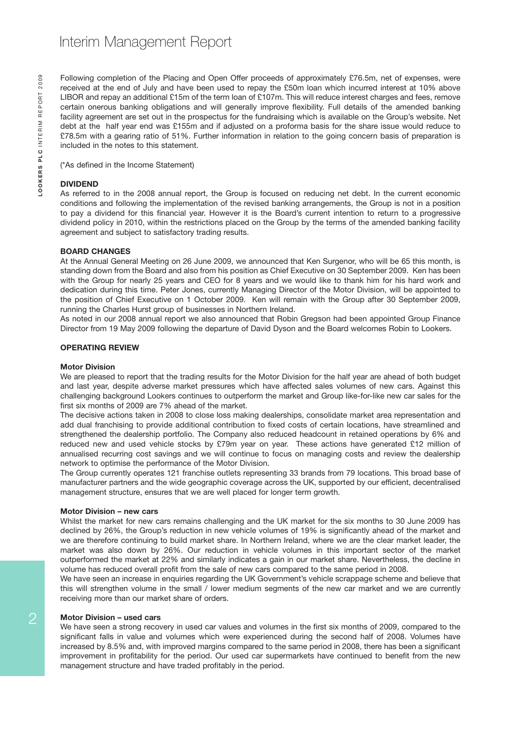# Interim Management Report

Following completion of the Placing and Open Offer proceeds of approximately £76.5m, net of expenses, were received at the end of July and have been used to repay the £50m loan which incurred interest at 10% above LIBOR and repay an additional £15m of the term loan of £107m. This will reduce interest charges and fees, remove certain onerous banking obligations and will generally improve flexibility. Full details of the amended banking facility agreement are set out in the prospectus for the fundraising which is available on the Group's website. Net debt at the half year end was £155m and if adjusted on a proforma basis for the share issue would reduce to £78.5m with a gearing ratio of 51%. Further information in relation to the going concern basis of preparation is included in the notes to this statement.

(*As defined in the Income Statement)

**DIVIDEND**

As referred to in the 2008 annual report, the Group is focused on reducing net debt. In the current economic conditions and following the implementation of the revised banking arrangements, the Group is not in a position to pay a dividend for this financial year. However it is the Board's current intention to return to a progressive dividend policy in 2010, within the restrictions placed on the Group by the terms of the amended banking facility agreement and subject to satisfactory trading results.

**BOARD CHANGES**

At the Annual General Meeting on 26 June 2009, we announced that Ken Surgenor, who will be 65 this month, is standing down from the Board and also from his position as Chief Executive on 30 September 2009. Ken has been with the Group for nearly 25 years and CEO for 8 years and we would like to thank him for his hard work and dedication during this time. Peter Jones, currently Managing Director of the Motor Division, will be appointed to the position of Chief Executive on 1 October 2009. Ken will remain with the Group after 30 September 2009, running the Charles Hurst group of businesses in Northern Ireland.

As noted in our 2008 annual report we also announced that Robin Gregson had been appointed Group Finance Director from 19 May 2009 following the departure of David Dyson and the Board welcomes Robin to Lookers.

**OPERATING REVIEW**

**Motor Division**

We are pleased to report that the trading results for the Motor Division for the half year are ahead of both budget and last year, despite adverse market pressures which have affected sales volumes of new cars. Against this challenging background Lookers continues to outperform the market and Group like-for-like new car sales for the first six months of 2009 are 7% ahead of the market.

The decisive actions taken in 2008 to close loss making dealerships, consolidate market area representation and add dual franchising to provide additional contribution to fixed costs of certain locations, have streamlined and strengthened the dealership portfolio. The Company also reduced headcount in retained operations by 6% and reduced new and used vehicle stocks by £79m year on year. These actions have generated £12 million of annualised recurring cost savings and we will continue to focus on managing costs and review the dealership network to optimise the performance of the Motor Division.

The Group currently operates 121 franchise outlets representing 33 brands from 79 locations. This broad base of manufacturer partners and the wide geographic coverage across the UK, supported by our efficient, decentralised management structure, ensures that we are well placed for longer term growth.

**Motor Division – new cars**

Whilst the market for new cars remains challenging and the UK market for the six months to 30 June 2009 has declined by 26%, the Group's reduction in new vehicle volumes of 19% is significantly ahead of the market and we are therefore continuing to build market share. In Northern Ireland, where we are the clear market leader, the market was also down by 26%. Our reduction in vehicle volumes in this important sector of the market outperformed the market at 22% and similarly indicates a gain in our market share. Nevertheless, the decline in volume has reduced overall profit from the sale of new cars compared to the same period in 2008.

We have seen an increase in enquiries regarding the UK Government's vehicle scrappage scheme and believe that this will strengthen volume in the small / lower medium segments of the new car market and we are currently receiving more than our market share of orders.

**Motor Division – used cars**

We have seen a strong recovery in used car values and volumes in the first six months of 2009, compared to the significant falls in value and volumes which were experienced during the second half of 2008. Volumes have increased by 8.5% and, with improved margins compared to the same period in 2008, there has been a significant improvement in profitability for the period. Our used car supermarkets have continued to benefit from the new management structure and have traded profitably in the period.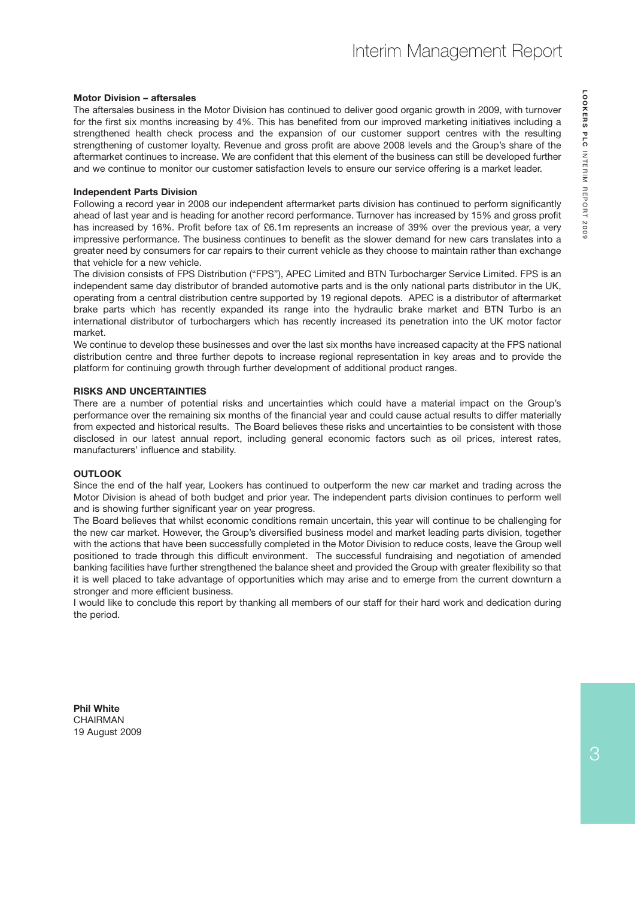### Motor Division – aftersales

The aftersales business in the Motor Division has continued to deliver good organic growth in 2009, with turnover for the first six months increasing by 4%. This has benefited from our improved marketing initiatives including a strengthened health check process and the expansion of our customer support centres with the resulting strengthening of customer loyalty. Revenue and gross profit are above 2008 levels and the Group's share of the aftermarket continues to increase. We are confident that this element of the business can still be developed further and we continue to monitor our customer satisfaction levels to ensure our service offering is a market leader.

### Independent Parts Division

Following a record year in 2008 our independent aftermarket parts division has continued to perform significantly ahead of last year and is heading for another record performance. Turnover has increased by 15% and gross profit has increased by 16%. Profit before tax of £6.1m represents an increase of 39% over the previous year, a very impressive performance. The business continues to benefit as the slower demand for new cars translates into a greater need by consumers for car repairs to their current vehicle as they choose to maintain rather than exchange that vehicle for a new vehicle.

The division consists of FPS Distribution ("FPS"), APEC Limited and BTN Turbocharger Service Limited. FPS is an independent same day distributor of branded automotive parts and is the only national parts distributor in the UK, operating from a central distribution centre supported by 19 regional depots. APEC is a distributor of aftermarket brake parts which has recently expanded its range into the hydraulic brake market and BTN Turbo is an international distributor of turbochargers which has recently increased its penetration into the UK motor factor market.

We continue to develop these businesses and over the last six months have increased capacity at the FPS national distribution centre and three further depots to increase regional representation in key areas and to provide the platform for continuing growth through further development of additional product ranges.

## RISKS AND UNCERTAINTIES

There are a number of potential risks and uncertainties which could have a material impact on the Group's performance over the remaining six months of the financial year and could cause actual results to differ materially from expected and historical results. The Board believes these risks and uncertainties to be consistent with those disclosed in our latest annual report, including general economic factors such as oil prices, interest rates, manufacturers' influence and stability.

## OUTLOOK

Since the end of the half year, Lookers has continued to outperform the new car market and trading across the Motor Division is ahead of both budget and prior year. The independent parts division continues to perform well and is showing further significant year on year progress.

The Board believes that whilst economic conditions remain uncertain, this year will continue to be challenging for the new car market. However, the Group's diversified business model and market leading parts division, together with the actions that have been successfully completed in the Motor Division to reduce costs, leave the Group well positioned to trade through this difficult environment. The successful fundraising and negotiation of amended banking facilities have further strengthened the balance sheet and provided the Group with greater flexibility so that it is well placed to take advantage of opportunities which may arise and to emerge from the current downturn a stronger and more efficient business.

I would like to conclude this report by thanking all members of our staff for their hard work and dedication during the period.

**Phil White**
CHAIRMAN
19 August 2009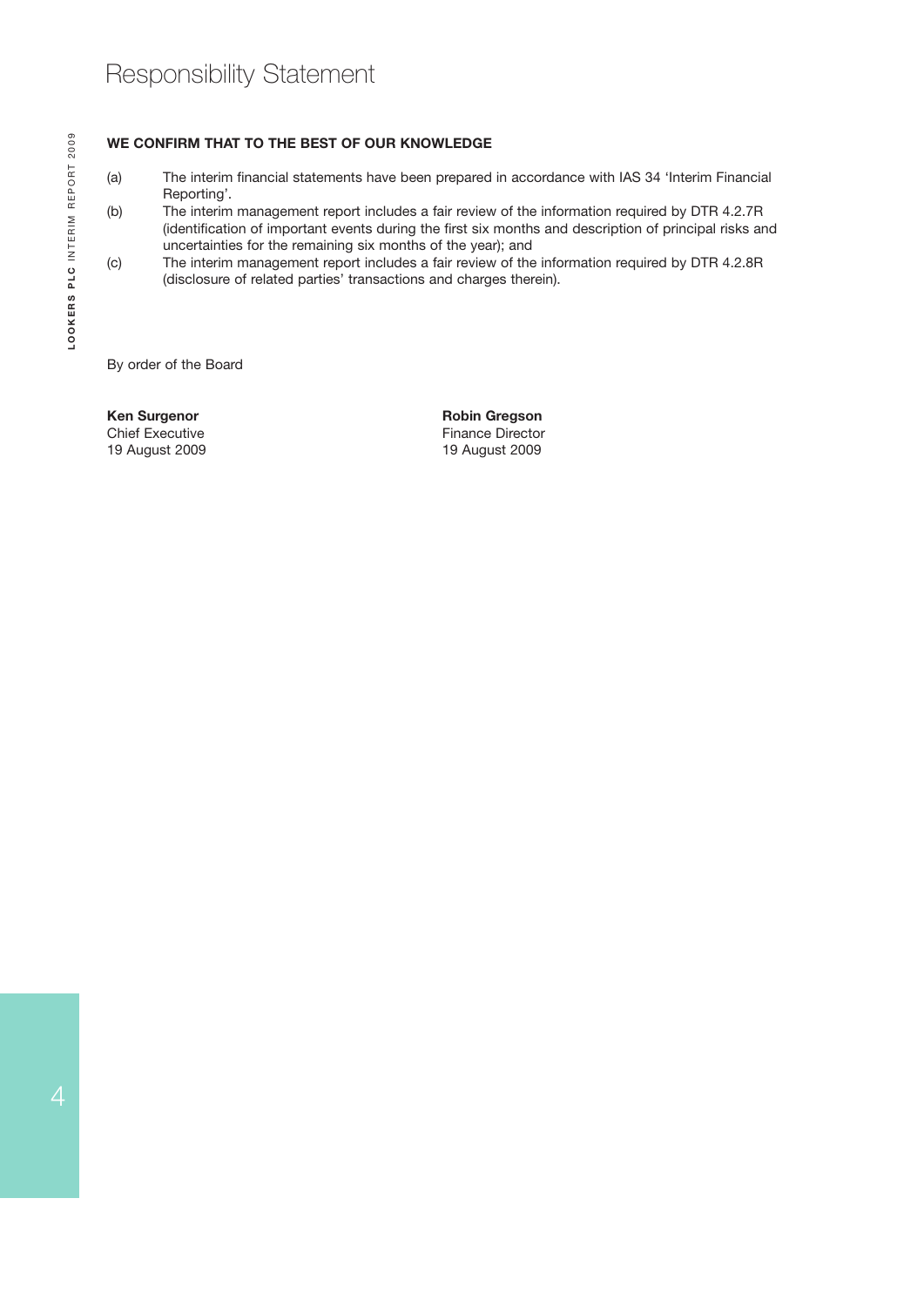# Responsibility Statement

**WE CONFIRM THAT TO THE BEST OF OUR KNOWLEDGE**

(a) The interim financial statements have been prepared in accordance with IAS 34 'Interim Financial Reporting'.

(b) The interim management report includes a fair review of the information required by DTR 4.2.7R (identification of important events during the first six months and description of principal risks and uncertainties for the remaining six months of the year); and

(c) The interim management report includes a fair review of the information required by DTR 4.2.8R (disclosure of related parties' transactions and charges therein).

By order of the Board

**Ken Surgenor**
Chief Executive
19 August 2009

**Robin Gregson**
Finance Director
19 August 2009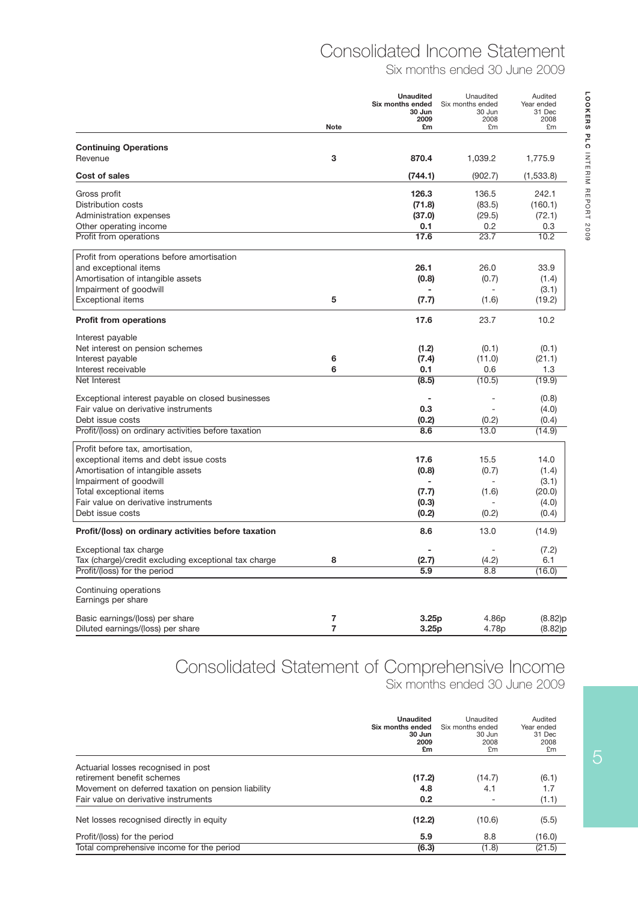# Consolidated Income Statement

Six months ended 30 June 2009

| | Note | **Unaudited Six months ended 30 Jun 2009 £m** | Unaudited Six months ended 30 Jun 2008 £m | Audited Year ended 31 Dec 2008 £m |
|---|---|---|---|---|
| **Continuing Operations** | | | | |
| Revenue | 3 | **870.4** | 1,039.2 | 1,775.9 |
| **Cost of sales** | | **(744.1)** | (902.7) | (1,533.8) |
| Gross profit | | **126.3** | 136.5 | 242.1 |
| Distribution costs | | **(71.8)** | (83.5) | (160.1) |
| Administration expenses | | **(37.0)** | (29.5) | (72.1) |
| Other operating income | | **0.1** | 0.2 | 0.3 |
| Profit from operations | | **17.6** | 23.7 | 10.2 |
| Profit from operations before amortisation and exceptional items | | **26.1** | 26.0 | 33.9 |
| Amortisation of intangible assets | | **(0.8)** | (0.7) | (1.4) |
| Impairment of goodwill | | **-** | - | (3.1) |
| Exceptional items | 5 | **(7.7)** | (1.6) | (19.2) |
| **Profit from operations** | | **17.6** | 23.7 | 10.2 |
| Interest payable | | | | |
| Net interest on pension schemes | | **(1.2)** | (0.1) | (0.1) |
| Interest payable | 6 | **(7.4)** | (11.0) | (21.1) |
| Interest receivable | 6 | **0.1** | 0.6 | 1.3 |
| Net Interest | | **(8.5)** | (10.5) | (19.9) |
| Exceptional interest payable on closed businesses | | **-** | - | (0.8) |
| Fair value on derivative instruments | | **0.3** | - | (4.0) |
| Debt issue costs | | **(0.2)** | (0.2) | (0.4) |
| Profit/(loss) on ordinary activities before taxation | | **8.6** | 13.0 | (14.9) |
| Profit before tax, amortisation, exceptional items and debt issue costs | | **17.6** | 15.5 | 14.0 |
| Amortisation of intangible assets | | **(0.8)** | (0.7) | (1.4) |
| Impairment of goodwill | | **-** | - | (3.1) |
| Total exceptional items | | **(7.7)** | (1.6) | (20.0) |
| Fair value on derivative instruments | | **(0.3)** | - | (4.0) |
| Debt issue costs | | **(0.2)** | (0.2) | (0.4) |
| **Profit/(loss) on ordinary activities before taxation** | | **8.6** | 13.0 | (14.9) |
| Exceptional tax charge | | **-** | - | (7.2) |
| Tax (charge)/credit excluding exceptional tax charge | 8 | **(2.7)** | (4.2) | 6.1 |
| Profit/(loss) for the period | | **5.9** | 8.8 | (16.0) |
| Continuing operations | | | | |
| Earnings per share | | | | |
| Basic earnings/(loss) per share | 7 | **3.25p** | 4.86p | (8.82)p |
| Diluted earnings/(loss) per share | 7 | **3.25p** | 4.78p | (8.82)p |

# Consolidated Statement of Comprehensive Income

Six months ended 30 June 2009

| | **Unaudited Six months ended 30 Jun 2009 £m** | Unaudited Six months ended 30 Jun 2008 £m | Audited Year ended 31 Dec 2008 £m |
|---|---|---|---|
| Actuarial losses recognised in post retirement benefit schemes | **(17.2)** | (14.7) | (6.1) |
| Movement on deferred taxation on pension liability | **4.8** | 4.1 | 1.7 |
| Fair value on derivative instruments | **0.2** | - | (1.1) |
| Net losses recognised directly in equity | **(12.2)** | (10.6) | (5.5) |
| Profit/(loss) for the period | **5.9** | 8.8 | (16.0) |
| Total comprehensive income for the period | **(6.3)** | (1.8) | (21.5) |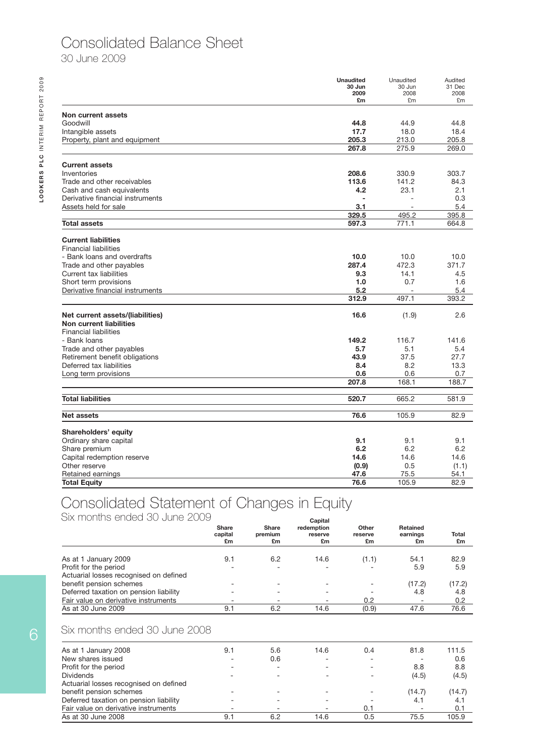# Consolidated Balance Sheet

30 June 2009

| | **Unaudited 30 Jun 2009 £m** | Unaudited 30 Jun 2008 £m | Audited 31 Dec 2008 £m |
|---|---|---|---|
| **Non current assets** | | | |
| Goodwill | **44.8** | 44.9 | 44.8 |
| Intangible assets | **17.7** | 18.0 | 18.4 |
| Property, plant and equipment | **205.3** | 213.0 | 205.8 |
| | **267.8** | 275.9 | 269.0 |
| **Current assets** | | | |
| Inventories | **208.6** | 330.9 | 303.7 |
| Trade and other receivables | **113.6** | 141.2 | 84.3 |
| Cash and cash equivalents | **4.2** | 23.1 | 2.1 |
| Derivative financial instruments | **-** | - | 0.3 |
| Assets held for sale | **3.1** | - | 5.4 |
| | **329.5** | 495.2 | 395.8 |
| **Total assets** | **597.3** | 771.1 | 664.8 |
| **Current liabilities** | | | |
| Financial liabilities | | | |
| - Bank loans and overdrafts | **10.0** | 10.0 | 10.0 |
| Trade and other payables | **287.4** | 472.3 | 371.7 |
| Current tax liabilities | **9.3** | 14.1 | 4.5 |
| Short term provisions | **1.0** | 0.7 | 1.6 |
| Derivative financial instruments | **5.2** | - | 5.4 |
| | **312.9** | 497.1 | 393.2 |
| **Net current assets/(liabilities)** | **16.6** | (1.9) | 2.6 |
| **Non current liabilities** | | | |
| Financial liabilities | | | |
| - Bank loans | **149.2** | 116.7 | 141.6 |
| Trade and other payables | **5.7** | 5.1 | 5.4 |
| Retirement benefit obligations | **43.9** | 37.5 | 27.7 |
| Deferred tax liabilities | **8.4** | 8.2 | 13.3 |
| Long term provisions | **0.6** | 0.6 | 0.7 |
| | **207.8** | 168.1 | 188.7 |
| **Total liabilities** | **520.7** | 665.2 | 581.9 |
| **Net assets** | **76.6** | 105.9 | 82.9 |
| **Shareholders' equity** | | | |
| Ordinary share capital | **9.1** | 9.1 | 9.1 |
| Share premium | **6.2** | 6.2 | 6.2 |
| Capital redemption reserve | **14.6** | 14.6 | 14.6 |
| Other reserve | **(0.9)** | 0.5 | (1.1) |
| Retained earnings | **47.6** | 75.5 | 54.1 |
| **Total Equity** | **76.6** | 105.9 | 82.9 |

# Consolidated Statement of Changes in Equity

Six months ended 30 June 2009

| | Share capital £m | Share premium £m | Capital redemption reserve £m | Other reserve £m | Retained earnings £m | Total £m |
|---|---|---|---|---|---|---|
| As at 1 January 2009 | 9.1 | 6.2 | 14.6 | (1.1) | 54.1 | 82.9 |
| Profit for the period | - | - | - | - | 5.9 | 5.9 |
| Actuarial losses recognised on defined benefit pension schemes | - | - | - | - | (17.2) | (17.2) |
| Deferred taxation on pension liability | - | - | - | - | 4.8 | 4.8 |
| Fair value on derivative instruments | - | - | - | 0.2 | - | 0.2 |
| As at 30 June 2009 | 9.1 | 6.2 | 14.6 | (0.9) | 47.6 | 76.6 |

## Six months ended 30 June 2008

| | Share capital £m | Share premium £m | Capital redemption reserve £m | Other reserve £m | Retained earnings £m | Total £m |
|---|---|---|---|---|---|---|
| As at 1 January 2008 | 9.1 | 5.6 | 14.6 | 0.4 | 81.8 | 111.5 |
| New shares issued | - | 0.6 | - | - | - | 0.6 |
| Profit for the period | - | - | - | - | 8.8 | 8.8 |
| Dividends | - | - | - | - | (4.5) | (4.5) |
| Actuarial losses recognised on defined benefit pension schemes | - | - | - | - | (14.7) | (14.7) |
| Deferred taxation on pension liability | - | - | - | - | 4.1 | 4.1 |
| Fair value on derivative instruments | - | - | - | 0.1 | - | 0.1 |
| As at 30 June 2008 | 9.1 | 6.2 | 14.6 | 0.5 | 75.5 | 105.9 |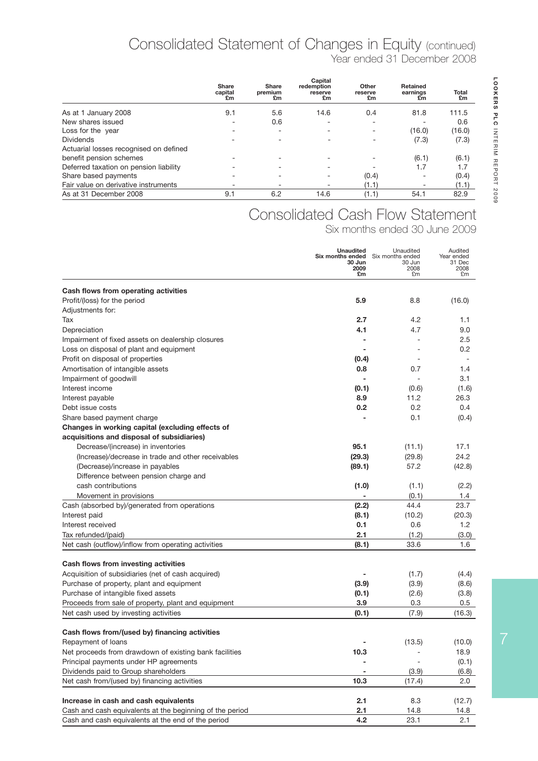# Consolidated Statement of Changes in Equity (continued)

Year ended 31 December 2008

| | Share capital £m | Share premium £m | Capital redemption reserve £m | Other reserve £m | Retained earnings £m | Total £m |
|---|---|---|---|---|---|---|
| As at 1 January 2008 | 9.1 | 5.6 | 14.6 | 0.4 | 81.8 | 111.5 |
| New shares issued | - | 0.6 | - | - | - | 0.6 |
| Loss for the year | - | - | - | - | (16.0) | (16.0) |
| Dividends | - | - | - | - | (7.3) | (7.3) |
| Actuarial losses recognised on defined benefit pension schemes | - | - | - | - | (6.1) | (6.1) |
| Deferred taxation on pension liability | - | - | - | - | 1.7 | 1.7 |
| Share based payments | - | - | - | (0.4) | - | (0.4) |
| Fair value on derivative instruments | - | - | - | (1.1) | - | (1.1) |
| As at 31 December 2008 | 9.1 | 6.2 | 14.6 | (1.1) | 54.1 | 82.9 |

# Consolidated Cash Flow Statement

Six months ended 30 June 2009

| | **Unaudited Six months ended 30 Jun 2009 £m** | Unaudited Six months ended 30 Jun 2008 £m | Audited Year ended 31 Dec 2008 £m |
|---|---|---|---|
| **Cash flows from operating activities** | | | |
| Profit/(loss) for the period | **5.9** | 8.8 | (16.0) |
| Adjustments for: | | | |
| Tax | **2.7** | 4.2 | 1.1 |
| Depreciation | **4.1** | 4.7 | 9.0 |
| Impairment of fixed assets on dealership closures | **-** | - | 2.5 |
| Loss on disposal of plant and equipment | **-** | - | 0.2 |
| Profit on disposal of properties | **(0.4)** | - | - |
| Amortisation of intangible assets | **0.8** | 0.7 | 1.4 |
| Impairment of goodwill | **-** | - | 3.1 |
| Interest income | **(0.1)** | (0.6) | (1.6) |
| Interest payable | **8.9** | 11.2 | 26.3 |
| Debt issue costs | **0.2** | 0.2 | 0.4 |
| Share based payment charge | **-** | 0.1 | (0.4) |
| **Changes in working capital (excluding effects of acquisitions and disposal of subsidiaries)** | | | |
| Decrease/(increase) in inventories | **95.1** | (11.1) | 17.1 |
| (Increase)/decrease in trade and other receivables | **(29.3)** | (29.8) | 24.2 |
| (Decrease)/increase in payables | **(89.1)** | 57.2 | (42.8) |
| Difference between pension charge and cash contributions | **(1.0)** | (1.1) | (2.2) |
| Movement in provisions | **-** | (0.1) | 1.4 |
| Cash (absorbed by)/generated from operations | **(2.2)** | 44.4 | 23.7 |
| Interest paid | **(8.1)** | (10.2) | (20.3) |
| Interest received | **0.1** | 0.6 | 1.2 |
| Tax refunded/(paid) | **2.1** | (1.2) | (3.0) |
| Net cash (outflow)/inflow from operating activities | **(8.1)** | 33.6 | 1.6 |
| **Cash flows from investing activities** | | | |
| Acquisition of subsidiaries (net of cash acquired) | **-** | (1.7) | (4.4) |
| Purchase of property, plant and equipment | **(3.9)** | (3.9) | (8.6) |
| Purchase of intangible fixed assets | **(0.1)** | (2.6) | (3.8) |
| Proceeds from sale of property, plant and equipment | **3.9** | 0.3 | 0.5 |
| Net cash used by investing activities | **(0.1)** | (7.9) | (16.3) |
| **Cash flows from/(used by) financing activities** | | | |
| Repayment of loans | **-** | (13.5) | (10.0) |
| Net proceeds from drawdown of existing bank facilities | **10.3** | - | 18.9 |
| Principal payments under HP agreements | **-** | - | (0.1) |
| Dividends paid to Group shareholders | **-** | (3.9) | (6.8) |
| Net cash from/(used by) financing activities | **10.3** | (17.4) | 2.0 |
| **Increase in cash and cash equivalents** | **2.1** | 8.3 | (12.7) |
| Cash and cash equivalents at the beginning of the period | **2.1** | 14.8 | 14.8 |
| Cash and cash equivalents at the end of the period | **4.2** | 23.1 | 2.1 |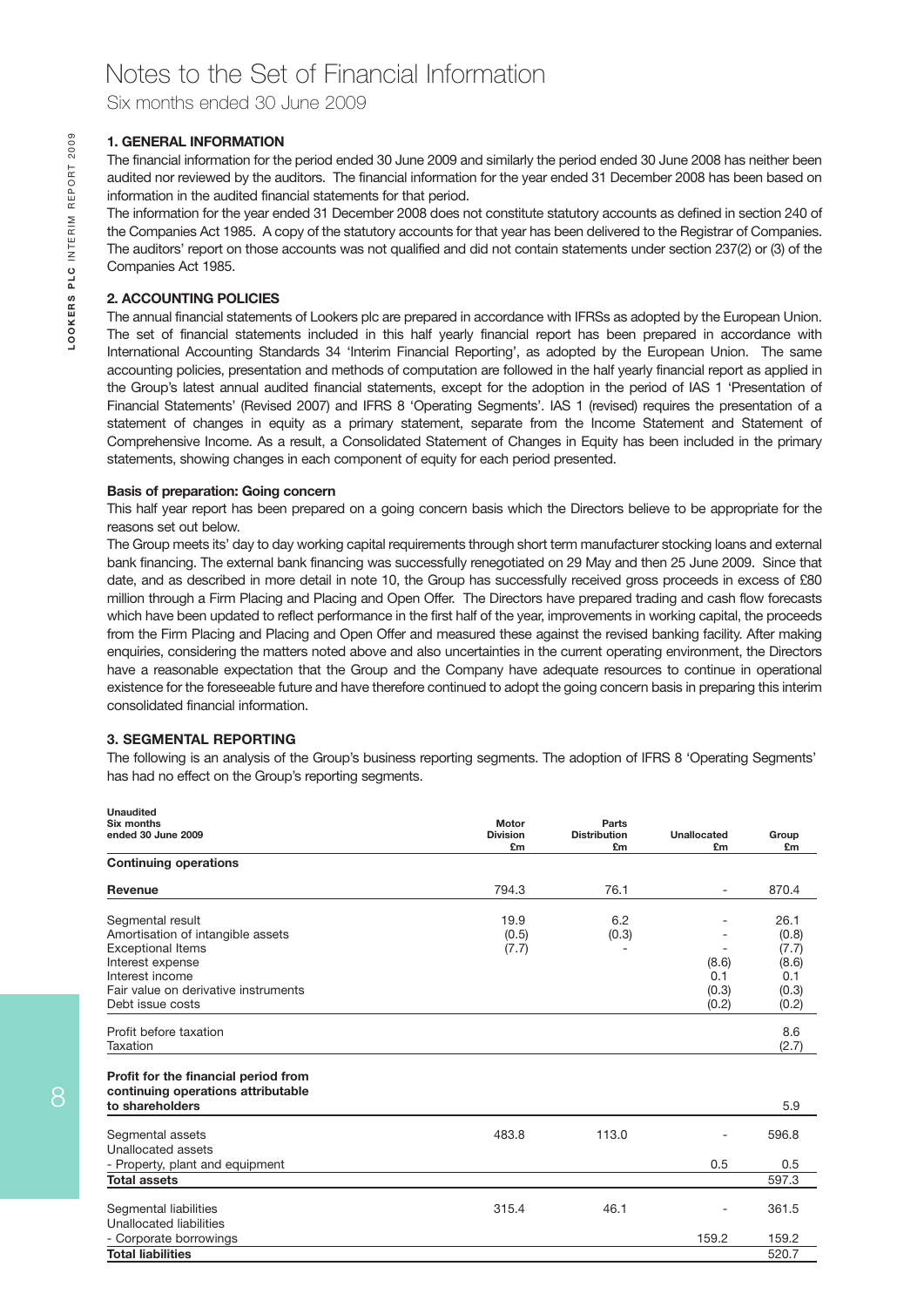# Notes to the Set of Financial Information

Six months ended 30 June 2009

### 1. GENERAL INFORMATION

The financial information for the period ended 30 June 2009 and similarly the period ended 30 June 2008 has neither been audited nor reviewed by the auditors. The financial information for the year ended 31 December 2008 has been based on information in the audited financial statements for that period.

The information for the year ended 31 December 2008 does not constitute statutory accounts as defined in section 240 of the Companies Act 1985. A copy of the statutory accounts for that year has been delivered to the Registrar of Companies. The auditors' report on those accounts was not qualified and did not contain statements under section 237(2) or (3) of the Companies Act 1985.

### 2. ACCOUNTING POLICIES

The annual financial statements of Lookers plc are prepared in accordance with IFRSs as adopted by the European Union. The set of financial statements included in this half yearly financial report has been prepared in accordance with International Accounting Standards 34 'Interim Financial Reporting', as adopted by the European Union. The same accounting policies, presentation and methods of computation are followed in the half yearly financial report as applied in the Group's latest annual audited financial statements, except for the adoption in the period of IAS 1 'Presentation of Financial Statements' (Revised 2007) and IFRS 8 'Operating Segments'. IAS 1 (revised) requires the presentation of a statement of changes in equity as a primary statement, separate from the Income Statement and Statement of Comprehensive Income. As a result, a Consolidated Statement of Changes in Equity has been included in the primary statements, showing changes in each component of equity for each period presented.

**Basis of preparation: Going concern**

This half year report has been prepared on a going concern basis which the Directors believe to be appropriate for the reasons set out below.

The Group meets its' day to day working capital requirements through short term manufacturer stocking loans and external bank financing. The external bank financing was successfully renegotiated on 29 May and then 25 June 2009. Since that date, and as described in more detail in note 10, the Group has successfully received gross proceeds in excess of £80 million through a Firm Placing and Placing and Open Offer. The Directors have prepared trading and cash flow forecasts which have been updated to reflect performance in the first half of the year, improvements in working capital, the proceeds from the Firm Placing and Placing and Open Offer and measured these against the revised banking facility. After making enquiries, considering the matters noted above and also uncertainties in the current operating environment, the Directors have a reasonable expectation that the Group and the Company have adequate resources to continue in operational existence for the foreseeable future and have therefore continued to adopt the going concern basis in preparing this interim consolidated financial information.

### 3. SEGMENTAL REPORTING

The following is an analysis of the Group's business reporting segments. The adoption of IFRS 8 'Operating Segments' has had no effect on the Group's reporting segments.

| Unaudited Six months ended 30 June 2009 | Motor Division £m | Parts Distribution £m | Unallocated £m | Group £m |
|---|---|---|---|---|
| **Continuing operations** | | | | |
| **Revenue** | 794.3 | 76.1 | - | 870.4 |
| Segmental result | 19.9 | 6.2 | - | 26.1 |
| Amortisation of intangible assets | (0.5) | (0.3) | - | (0.8) |
| Exceptional Items | (7.7) | - | - | (7.7) |
| Interest expense | | | (8.6) | (8.6) |
| Interest income | | | 0.1 | 0.1 |
| Fair value on derivative instruments | | | (0.3) | (0.3) |
| Debt issue costs | | | (0.2) | (0.2) |
| Profit before taxation | | | | 8.6 |
| Taxation | | | | (2.7) |
| **Profit for the financial period from continuing operations attributable to shareholders** | | | | 5.9 |
| Segmental assets | 483.8 | 113.0 | - | 596.8 |
| Unallocated assets | | | | |
| - Property, plant and equipment | | | 0.5 | 0.5 |
| **Total assets** | | | | 597.3 |
| Segmental liabilities | 315.4 | 46.1 | - | 361.5 |
| Unallocated liabilities | | | | |
| - Corporate borrowings | | | 159.2 | 159.2 |
| **Total liabilities** | | | | 520.7 |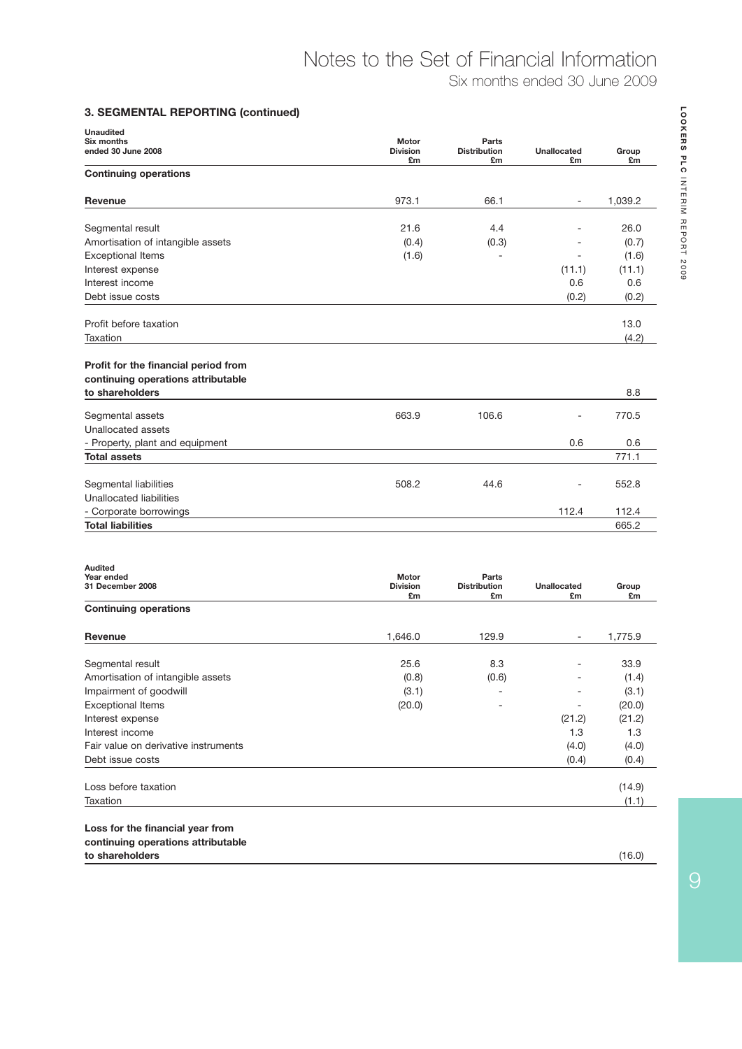### 3. SEGMENTAL REPORTING (continued)

| Unaudited Six months ended 30 June 2008 | Motor Division £m | Parts Distribution £m | Unallocated £m | Group £m |
|---|---|---|---|---|
| **Continuing operations** | | | | |
| **Revenue** | 973.1 | 66.1 | - | 1,039.2 |
| Segmental result | 21.6 | 4.4 | - | 26.0 |
| Amortisation of intangible assets | (0.4) | (0.3) | - | (0.7) |
| Exceptional Items | (1.6) | - | - | (1.6) |
| Interest expense | | | (11.1) | (11.1) |
| Interest income | | | 0.6 | 0.6 |
| Debt issue costs | | | (0.2) | (0.2) |
| Profit before taxation | | | | 13.0 |
| Taxation | | | | (4.2) |
| **Profit for the financial period from continuing operations attributable to shareholders** | | | | 8.8 |
| Segmental assets | 663.9 | 106.6 | - | 770.5 |
| Unallocated assets | | | | |
| - Property, plant and equipment | | | 0.6 | 0.6 |
| **Total assets** | | | | 771.1 |
| Segmental liabilities | 508.2 | 44.6 | - | 552.8 |
| Unallocated liabilities | | | | |
| - Corporate borrowings | | | 112.4 | 112.4 |
| **Total liabilities** | | | | 665.2 |

| Audited Year ended 31 December 2008 | Motor Division £m | Parts Distribution £m | Unallocated £m | Group £m |
|---|---|---|---|---|
| **Continuing operations** | | | | |
| **Revenue** | 1,646.0 | 129.9 | - | 1,775.9 |
| Segmental result | 25.6 | 8.3 | - | 33.9 |
| Amortisation of intangible assets | (0.8) | (0.6) | - | (1.4) |
| Impairment of goodwill | (3.1) | - | - | (3.1) |
| Exceptional Items | (20.0) | - | - | (20.0) |
| Interest expense | | | (21.2) | (21.2) |
| Interest income | | | 1.3 | 1.3 |
| Fair value on derivative instruments | | | (4.0) | (4.0) |
| Debt issue costs | | | (0.4) | (0.4) |
| Loss before taxation | | | | (14.9) |
| Taxation | | | | (1.1) |
| **Loss for the financial year from continuing operations attributable to shareholders** | | | | (16.0) |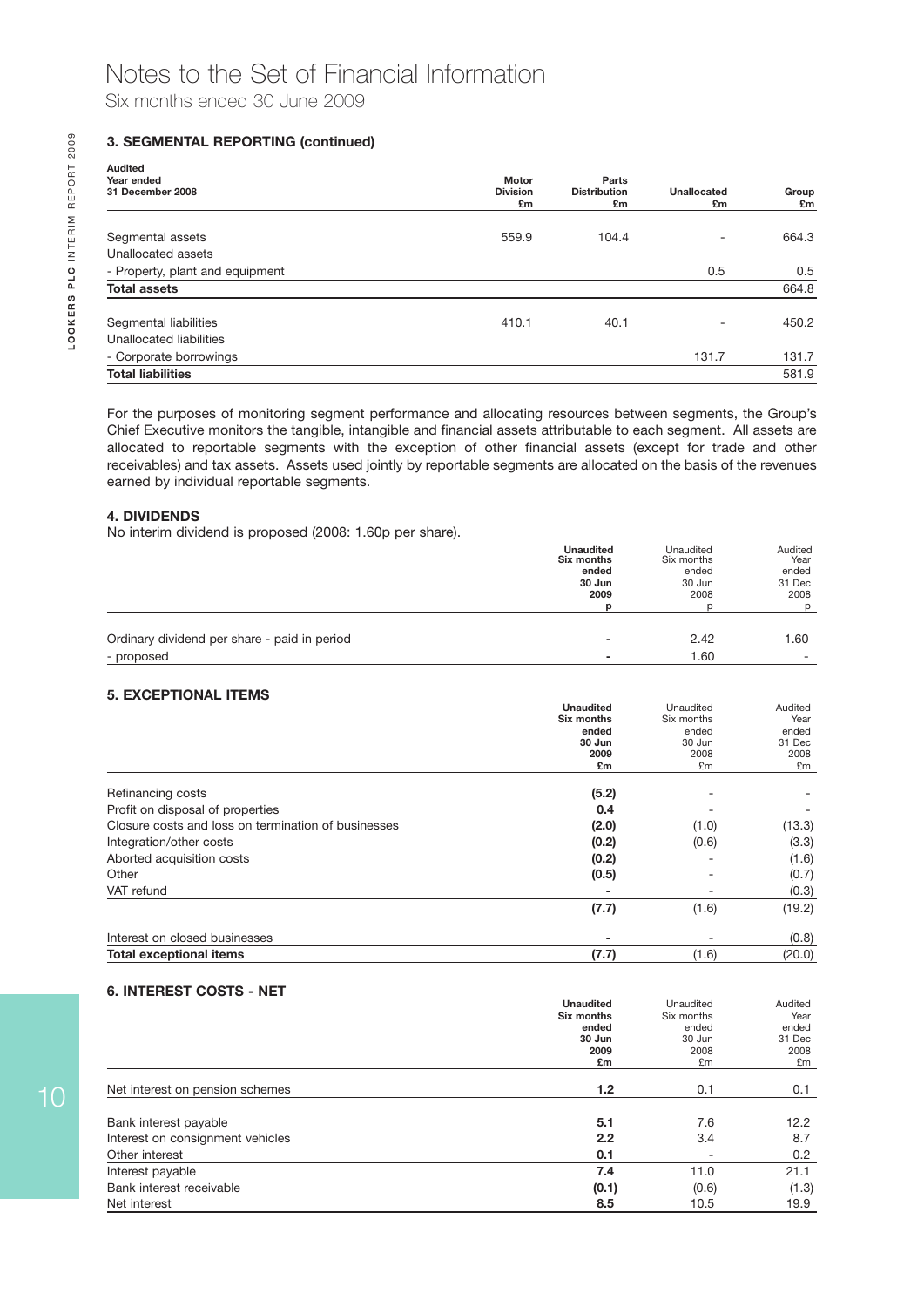# Notes to the Set of Financial Information

Six months ended 30 June 2009

### 3. SEGMENTAL REPORTING (continued)

| Audited Year ended 31 December 2008 | Motor Division £m | Parts Distribution £m | Unallocated £m | Group £m |
|---|---|---|---|---|
| Segmental assets | 559.9 | 104.4 | - | 664.3 |
| Unallocated assets | | | | |
| - Property, plant and equipment | | | 0.5 | 0.5 |
| **Total assets** | | | | 664.8 |
| Segmental liabilities | 410.1 | 40.1 | - | 450.2 |
| Unallocated liabilities | | | | |
| - Corporate borrowings | | | 131.7 | 131.7 |
| **Total liabilities** | | | | 581.9 |

For the purposes of monitoring segment performance and allocating resources between segments, the Group's Chief Executive monitors the tangible, intangible and financial assets attributable to each segment. All assets are allocated to reportable segments with the exception of other financial assets (except for trade and other receivables) and tax assets. Assets used jointly by reportable segments are allocated on the basis of the revenues earned by individual reportable segments.

### 4. DIVIDENDS

No interim dividend is proposed (2008: 1.60p per share).

| | **Unaudited Six months ended 30 Jun 2009 p** | Unaudited Six months ended 30 Jun 2008 p | Audited Year ended 31 Dec 2008 p |
|---|---|---|---|
| Ordinary dividend per share - paid in period | **-** | 2.42 | 1.60 |
| - proposed | **-** | 1.60 | - |

### 5. EXCEPTIONAL ITEMS

| | **Unaudited Six months ended 30 Jun 2009 £m** | Unaudited Six months ended 30 Jun 2008 £m | Audited Year ended 31 Dec 2008 £m |
|---|---|---|---|
| Refinancing costs | **(5.2)** | - | - |
| Profit on disposal of properties | **0.4** | - | - |
| Closure costs and loss on termination of businesses | **(2.0)** | (1.0) | (13.3) |
| Integration/other costs | **(0.2)** | (0.6) | (3.3) |
| Aborted acquisition costs | **(0.2)** | - | (1.6) |
| Other | **(0.5)** | - | (0.7) |
| VAT refund | **-** | - | (0.3) |
| | **(7.7)** | (1.6) | (19.2) |
| Interest on closed businesses | **-** | - | (0.8) |
| **Total exceptional items** | **(7.7)** | (1.6) | (20.0) |

### 6. INTEREST COSTS - NET

| | **Unaudited Six months ended 30 Jun 2009 £m** | Unaudited Six months ended 30 Jun 2008 £m | Audited Year ended 31 Dec 2008 £m |
|---|---|---|---|
| Net interest on pension schemes | **1.2** | 0.1 | 0.1 |
| Bank interest payable | **5.1** | 7.6 | 12.2 |
| Interest on consignment vehicles | **2.2** | 3.4 | 8.7 |
| Other interest | **0.1** | - | 0.2 |
| Interest payable | **7.4** | 11.0 | 21.1 |
| Bank interest receivable | **(0.1)** | (0.6) | (1.3) |
| Net interest | **8.5** | 10.5 | 19.9 |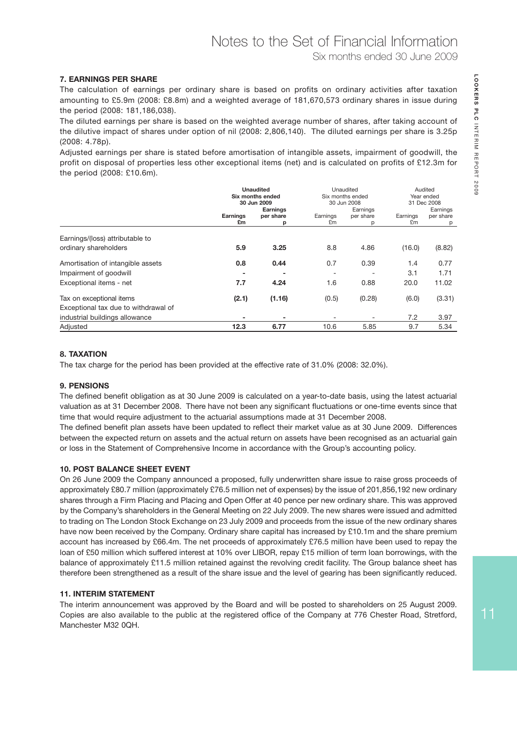## 7. EARNINGS PER SHARE

The calculation of earnings per ordinary share is based on profits on ordinary activities after taxation amounting to £5.9m (2008: £8.8m) and a weighted average of 181,670,573 ordinary shares in issue during the period (2008: 181,186,038).

The diluted earnings per share is based on the weighted average number of shares, after taking account of the dilutive impact of shares under option of nil (2008: 2,806,140). The diluted earnings per share is 3.25p (2008: 4.78p).

Adjusted earnings per share is stated before amortisation of intangible assets, impairment of goodwill, the profit on disposal of properties less other exceptional items (net) and is calculated on profits of £12.3m for the period (2008: £10.6m).

| | **Unaudited Six months ended 30 Jun 2009** | | Unaudited Six months ended 30 Jun 2008 | | Audited Year ended 31 Dec 2008 | |
|---|---|---|---|---|---|---|
| | **Earnings £m** | **Earnings per share p** | Earnings £m | Earnings per share p | Earnings £m | Earnings per share p |
| Earnings/(loss) attributable to ordinary shareholders | **5.9** | **3.25** | 8.8 | 4.86 | (16.0) | (8.82) |
| Amortisation of intangible assets | **0.8** | **0.44** | 0.7 | 0.39 | 1.4 | 0.77 |
| Impairment of goodwill | **-** | **-** | - | - | 3.1 | 1.71 |
| Exceptional items - net | **7.7** | **4.24** | 1.6 | 0.88 | 20.0 | 11.02 |
| Tax on exceptional items | **(2.1)** | **(1.16)** | (0.5) | (0.28) | (6.0) | (3.31) |
| Exceptional tax due to withdrawal of industrial buildings allowance | **-** | **-** | - | - | 7.2 | 3.97 |
| Adjusted | **12.3** | **6.77** | 10.6 | 5.85 | 9.7 | 5.34 |

## 8. TAXATION

The tax charge for the period has been provided at the effective rate of 31.0% (2008: 32.0%).

## 9. PENSIONS

The defined benefit obligation as at 30 June 2009 is calculated on a year-to-date basis, using the latest actuarial valuation as at 31 December 2008. There have not been any significant fluctuations or one-time events since that time that would require adjustment to the actuarial assumptions made at 31 December 2008.

The defined benefit plan assets have been updated to reflect their market value as at 30 June 2009. Differences between the expected return on assets and the actual return on assets have been recognised as an actuarial gain or loss in the Statement of Comprehensive Income in accordance with the Group's accounting policy.

## 10. POST BALANCE SHEET EVENT

On 26 June 2009 the Company announced a proposed, fully underwritten share issue to raise gross proceeds of approximately £80.7 million (approximately £76.5 million net of expenses) by the issue of 201,856,192 new ordinary shares through a Firm Placing and Placing and Open Offer at 40 pence per new ordinary share. This was approved by the Company's shareholders in the General Meeting on 22 July 2009. The new shares were issued and admitted to trading on The London Stock Exchange on 23 July 2009 and proceeds from the issue of the new ordinary shares have now been received by the Company. Ordinary share capital has increased by £10.1m and the share premium account has increased by £66.4m. The net proceeds of approximately £76.5 million have been used to repay the loan of £50 million which suffered interest at 10% over LIBOR, repay £15 million of term loan borrowings, with the balance of approximately £11.5 million retained against the revolving credit facility. The Group balance sheet has therefore been strengthened as a result of the share issue and the level of gearing has been significantly reduced.

## 11. INTERIM STATEMENT

The interim announcement was approved by the Board and will be posted to shareholders on 25 August 2009. Copies are also available to the public at the registered office of the Company at 776 Chester Road, Stretford, Manchester M32 0QH.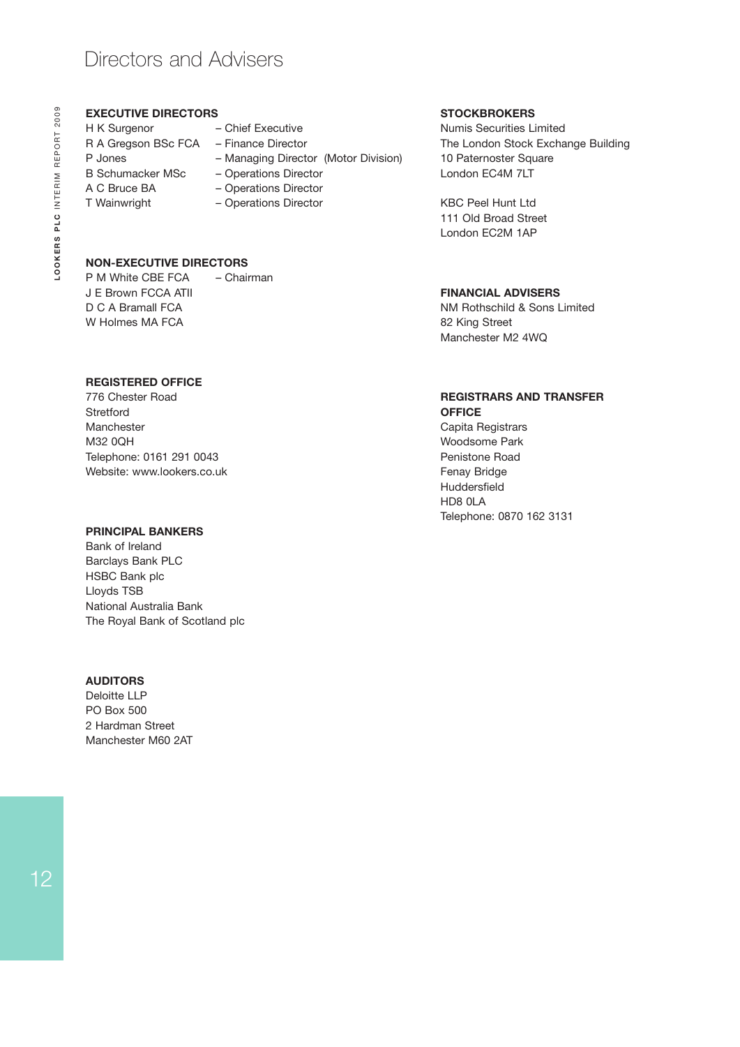# Directors and Advisers

**EXECUTIVE DIRECTORS**

H K Surgenor – Chief Executive
R A Gregson BSc FCA – Finance Director
P Jones – Managing Director (Motor Division)
B Schumacker MSc – Operations Director
A C Bruce BA – Operations Director
T Wainwright – Operations Director

**NON-EXECUTIVE DIRECTORS**

P M White CBE FCA – Chairman
J E Brown FCCA ATII
D C A Bramall FCA
W Holmes MA FCA

**REGISTERED OFFICE**

776 Chester Road
Stretford
Manchester
M32 0QH
Telephone: 0161 291 0043
Website: www.lookers.co.uk

**PRINCIPAL BANKERS**

Bank of Ireland
Barclays Bank PLC
HSBC Bank plc
Lloyds TSB
National Australia Bank
The Royal Bank of Scotland plc

**AUDITORS**

Deloitte LLP
PO Box 500
2 Hardman Street
Manchester M60 2AT

**STOCKBROKERS**

Numis Securities Limited
The London Stock Exchange Building
10 Paternoster Square
London EC4M 7LT

KBC Peel Hunt Ltd
111 Old Broad Street
London EC2M 1AP

**FINANCIAL ADVISERS**

NM Rothschild & Sons Limited
82 King Street
Manchester M2 4WQ

**REGISTRARS AND TRANSFER OFFICE**

Capita Registrars
Woodsome Park
Penistone Road
Fenay Bridge
Huddersfield
HD8 0LA
Telephone: 0870 162 3131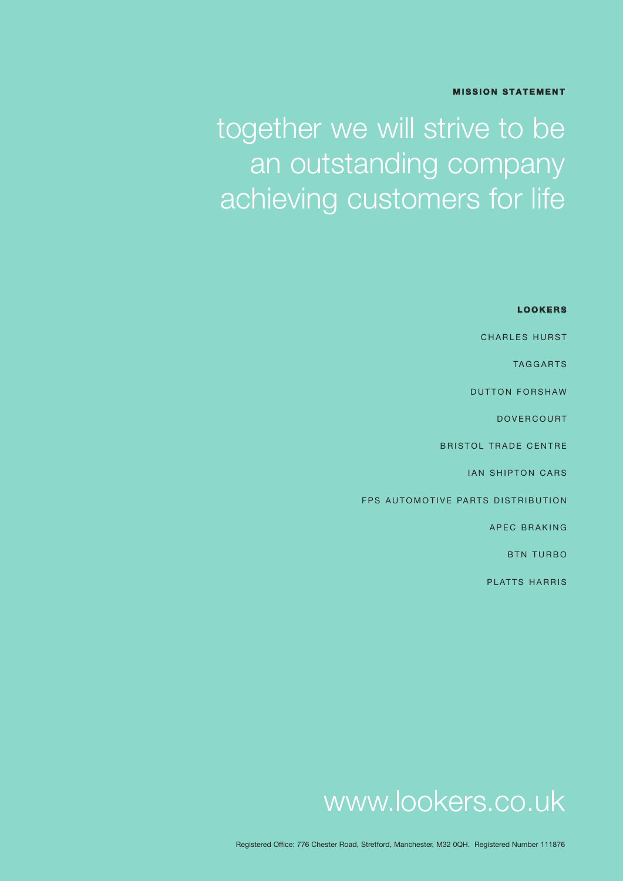**MISSION STATEMENT**

together we will strive to be an outstanding company achieving customers for life

**LOOKERS**

CHARLES HURST

TAGGARTS

DUTTON FORSHAW

DOVERCOURT

BRISTOL TRADE CENTRE

IAN SHIPTON CARS

FPS AUTOMOTIVE PARTS DISTRIBUTION

APEC BRAKING

BTN TURBO

PLATTS HARRIS

www.lookers.co.uk

Registered Office: 776 Chester Road, Stretford, Manchester, M32 0QH. Registered Number 111876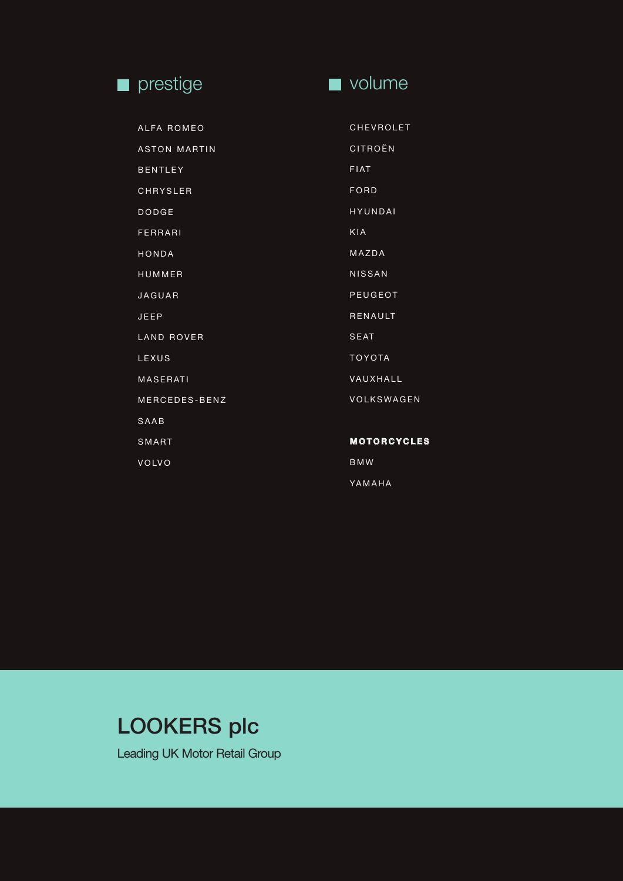## prestige

ALFA ROMEO
ASTON MARTIN
BENTLEY
CHRYSLER
DODGE
FERRARI
HONDA
HUMMER
JAGUAR
JEEP
LAND ROVER
LEXUS
MASERATI
MERCEDES-BENZ
SAAB
SMART
VOLVO

## volume

CHEVROLET
CITROËN
FIAT
FORD
HYUNDAI
KIA
MAZDA
NISSAN
PEUGEOT
RENAULT
SEAT
TOYOTA
VAUXHALL
VOLKSWAGEN

**MOTORCYCLES**

BMW
YAMAHA

# LOOKERS plc

Leading UK Motor Retail Group